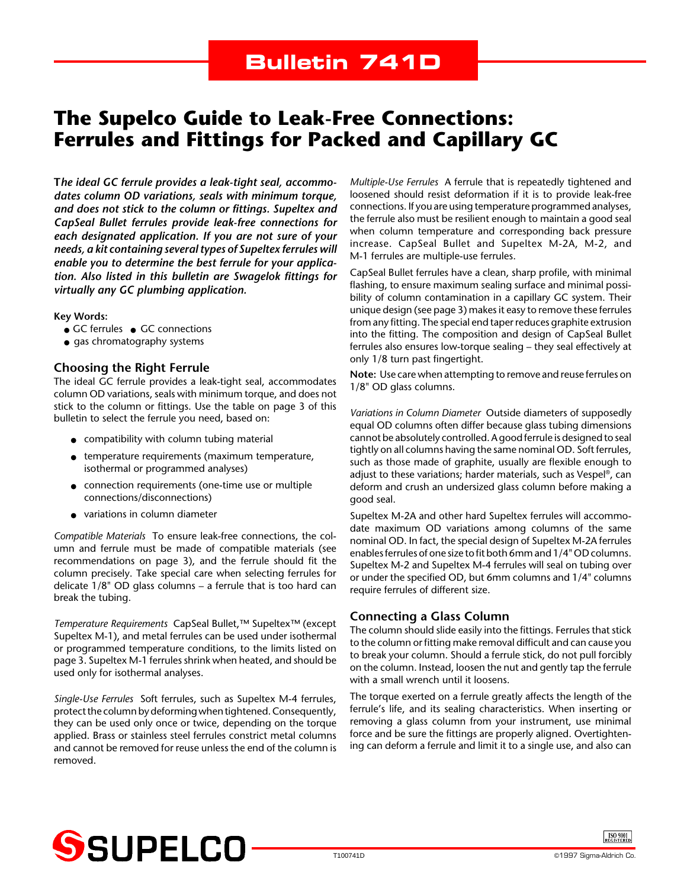Bulletin 741D

# The Supelco Guide to Leak-Free Connections: Ferrules and Fittings for Packed and Capillary GC

***The ideal GC ferrule provides a leak-tight seal, accommodates column OD variations, seals with minimum torque, and does not stick to the column or fittings. Supeltex and CapSeal Bullet ferrules provide leak-free connections for each designated application. If you are not sure of your needs, a kit containing several types of Supeltex ferrules will enable you to determine the best ferrule for your application. Also listed in this bulletin are Swagelok fittings for virtually any GC plumbing application.***

**Key Words:**

- GC ferrules
- GC connections
- gas chromatography systems

## Choosing the Right Ferrule

The ideal GC ferrule provides a leak-tight seal, accommodates column OD variations, seals with minimum torque, and does not stick to the column or fittings. Use the table on page 3 of this bulletin to select the ferrule you need, based on:

- compatibility with column tubing material
- temperature requirements (maximum temperature, isothermal or programmed analyses)
- connection requirements (one-time use or multiple connections/disconnections)
- variations in column diameter

*Compatible Materials* To ensure leak-free connections, the column and ferrule must be made of compatible materials (see recommendations on page 3), and the ferrule should fit the column precisely. Take special care when selecting ferrules for delicate 1/8" OD glass columns – a ferrule that is too hard can break the tubing.

*Temperature Requirements* CapSeal Bullet,™ Supeltex™ (except Supeltex M-1), and metal ferrules can be used under isothermal or programmed temperature conditions, to the limits listed on page 3. Supeltex M-1 ferrules shrink when heated, and should be used only for isothermal analyses.

*Single-Use Ferrules* Soft ferrules, such as Supeltex M-4 ferrules, protect the column by deforming when tightened. Consequently, they can be used only once or twice, depending on the torque applied. Brass or stainless steel ferrules constrict metal columns and cannot be removed for reuse unless the end of the column is removed.

*Multiple-Use Ferrules* A ferrule that is repeatedly tightened and loosened should resist deformation if it is to provide leak-free connections. If you are using temperature programmed analyses, the ferrule also must be resilient enough to maintain a good seal when column temperature and corresponding back pressure increase. CapSeal Bullet and Supeltex M-2A, M-2, and M-1 ferrules are multiple-use ferrules.

CapSeal Bullet ferrules have a clean, sharp profile, with minimal flashing, to ensure maximum sealing surface and minimal possibility of column contamination in a capillary GC system. Their unique design (see page 3) makes it easy to remove these ferrules from any fitting. The special end taper reduces graphite extrusion into the fitting. The composition and design of CapSeal Bullet ferrules also ensures low-torque sealing – they seal effectively at only 1/8 turn past fingertight.

**Note:** Use care when attempting to remove and reuse ferrules on 1/8" OD glass columns.

*Variations in Column Diameter* Outside diameters of supposedly equal OD columns often differ because glass tubing dimensions cannot be absolutely controlled. A good ferrule is designed to seal tightly on all columns having the same nominal OD. Soft ferrules, such as those made of graphite, usually are flexible enough to adjust to these variations; harder materials, such as Vespel®, can deform and crush an undersized glass column before making a good seal.

Supeltex M-2A and other hard Supeltex ferrules will accommodate maximum OD variations among columns of the same nominal OD. In fact, the special design of Supeltex M-2A ferrules enables ferrules of one size to fit both 6mm and 1/4" OD columns. Supeltex M-2 and Supeltex M-4 ferrules will seal on tubing over or under the specified OD, but 6mm columns and 1/4" columns require ferrules of different size.

## Connecting a Glass Column

The column should slide easily into the fittings. Ferrules that stick to the column or fitting make removal difficult and can cause you to break your column. Should a ferrule stick, do not pull forcibly on the column. Instead, loosen the nut and gently tap the ferrule with a small wrench until it loosens.

The torque exerted on a ferrule greatly affects the length of the ferrule's life, and its sealing characteristics. When inserting or removing a glass column from your instrument, use minimal force and be sure the fittings are properly aligned. Overtightening can deform a ferrule and limit it to a single use, and also can

T100741D ©1997 Sigma-Aldrich Co.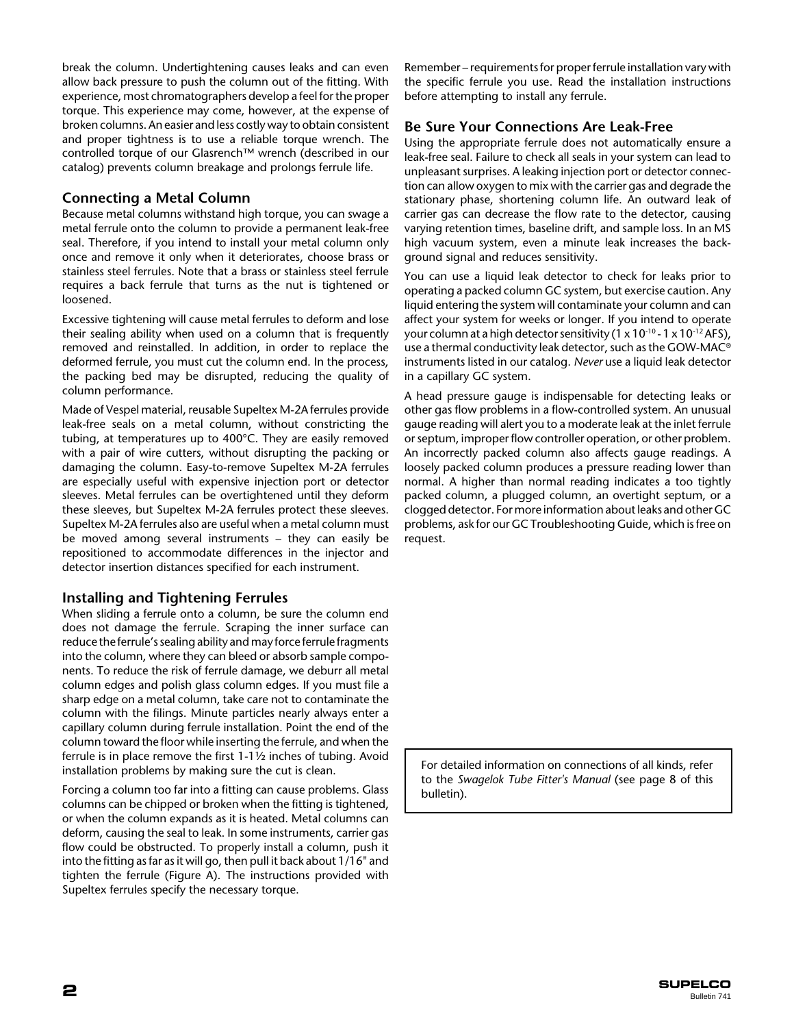break the column. Undertightening causes leaks and can even allow back pressure to push the column out of the fitting. With experience, most chromatographers develop a feel for the proper torque. This experience may come, however, at the expense of broken columns. An easier and less costly way to obtain consistent and proper tightness is to use a reliable torque wrench. The controlled torque of our Glasrench™ wrench (described in our catalog) prevents column breakage and prolongs ferrule life.

## Connecting a Metal Column

Because metal columns withstand high torque, you can swage a metal ferrule onto the column to provide a permanent leak-free seal. Therefore, if you intend to install your metal column only once and remove it only when it deteriorates, choose brass or stainless steel ferrules. Note that a brass or stainless steel ferrule requires a back ferrule that turns as the nut is tightened or loosened.

Excessive tightening will cause metal ferrules to deform and lose their sealing ability when used on a column that is frequently removed and reinstalled. In addition, in order to replace the deformed ferrule, you must cut the column end. In the process, the packing bed may be disrupted, reducing the quality of column performance.

Made of Vespel material, reusable Supeltex M-2A ferrules provide leak-free seals on a metal column, without constricting the tubing, at temperatures up to 400°C. They are easily removed with a pair of wire cutters, without disrupting the packing or damaging the column. Easy-to-remove Supeltex M-2A ferrules are especially useful with expensive injection port or detector sleeves. Metal ferrules can be overtightened until they deform these sleeves, but Supeltex M-2A ferrules protect these sleeves. Supeltex M-2A ferrules also are useful when a metal column must be moved among several instruments – they can easily be repositioned to accommodate differences in the injector and detector insertion distances specified for each instrument.

## Installing and Tightening Ferrules

When sliding a ferrule onto a column, be sure the column end does not damage the ferrule. Scraping the inner surface can reduce the ferrule's sealing ability and may force ferrule fragments into the column, where they can bleed or absorb sample components. To reduce the risk of ferrule damage, we deburr all metal column edges and polish glass column edges. If you must file a sharp edge on a metal column, take care not to contaminate the column with the filings. Minute particles nearly always enter a capillary column during ferrule installation. Point the end of the column toward the floor while inserting the ferrule, and when the ferrule is in place remove the first 1-1½ inches of tubing. Avoid installation problems by making sure the cut is clean.

Forcing a column too far into a fitting can cause problems. Glass columns can be chipped or broken when the fitting is tightened, or when the column expands as it is heated. Metal columns can deform, causing the seal to leak. In some instruments, carrier gas flow could be obstructed. To properly install a column, push it into the fitting as far as it will go, then pull it back about 1/16" and tighten the ferrule (Figure A). The instructions provided with Supeltex ferrules specify the necessary torque.

Remember – requirements for proper ferrule installation vary with the specific ferrule you use. Read the installation instructions before attempting to install any ferrule.

## Be Sure Your Connections Are Leak-Free

Using the appropriate ferrule does not automatically ensure a leak-free seal. Failure to check all seals in your system can lead to unpleasant surprises. A leaking injection port or detector connection can allow oxygen to mix with the carrier gas and degrade the stationary phase, shortening column life. An outward leak of carrier gas can decrease the flow rate to the detector, causing varying retention times, baseline drift, and sample loss. In an MS high vacuum system, even a minute leak increases the background signal and reduces sensitivity.

You can use a liquid leak detector to check for leaks prior to operating a packed column GC system, but exercise caution. Any liquid entering the system will contaminate your column and can affect your system for weeks or longer. If you intend to operate your column at a high detector sensitivity ($1 \times 10^{-10}$ - $1 \times 10^{-12}$ AFS), use a thermal conductivity leak detector, such as the GOW-MAC® instruments listed in our catalog. *Never* use a liquid leak detector in a capillary GC system.

A head pressure gauge is indispensable for detecting leaks or other gas flow problems in a flow-controlled system. An unusual gauge reading will alert you to a moderate leak at the inlet ferrule or septum, improper flow controller operation, or other problem. An incorrectly packed column also affects gauge readings. A loosely packed column produces a pressure reading lower than normal. A higher than normal reading indicates a too tightly packed column, a plugged column, an overtight septum, or a clogged detector. For more information about leaks and other GC problems, ask for our GC Troubleshooting Guide, which is free on request.

For detailed information on connections of all kinds, refer to the *Swagelok Tube Fitter's Manual* (see page 8 of this bulletin).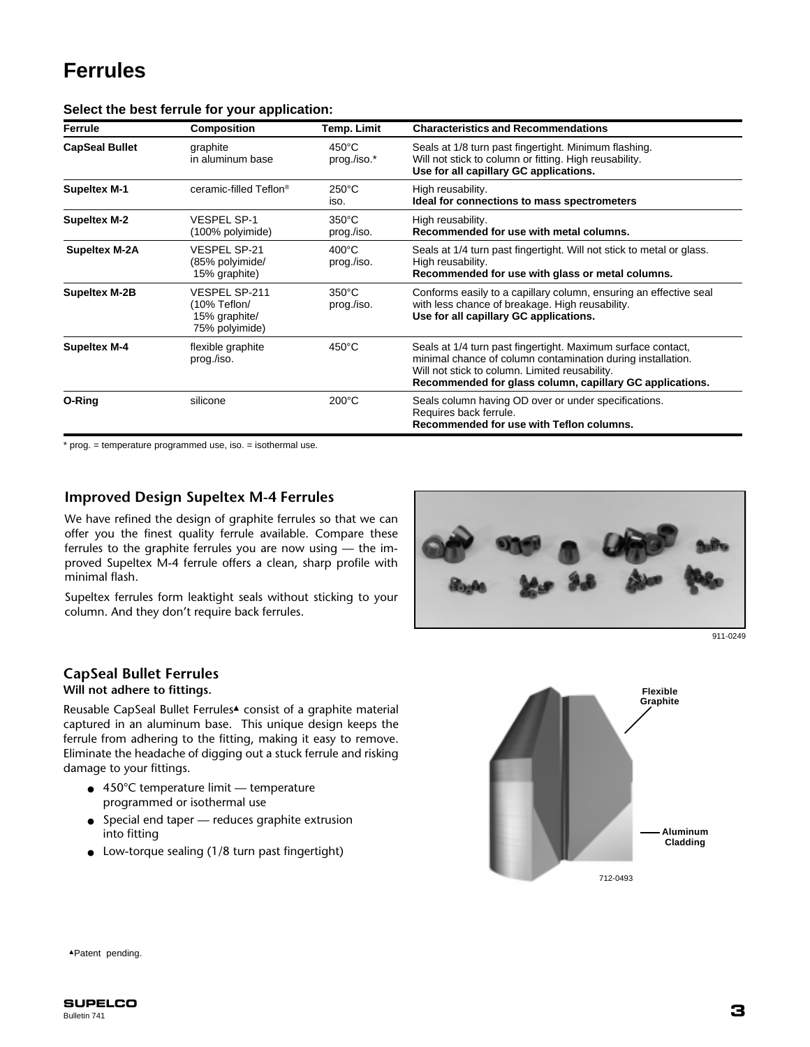# Ferrules

**Select the best ferrule for your application:**

| Ferrule | Composition | Temp. Limit | Characteristics and Recommendations |
|---|---|---|---|
| **CapSeal Bullet** | graphite in aluminum base | 450°C prog./iso.* | Seals at 1/8 turn past fingertight. Minimum flashing. Will not stick to column or fitting. High reusability. **Use for all capillary GC applications.** |
| **Supeltex M-1** | ceramic-filled Teflon® | 250°C iso. | High reusability. **Ideal for connections to mass spectrometers** |
| **Supeltex M-2** | VESPEL SP-1 (100% polyimide) | 350°C prog./iso. | High reusability. **Recommended for use with metal columns.** |
| **Supeltex M-2A** | VESPEL SP-21 (85% polyimide/ 15% graphite) | 400°C prog./iso. | Seals at 1/4 turn past fingertight. Will not stick to metal or glass. High reusability. **Recommended for use with glass or metal columns.** |
| **Supeltex M-2B** | VESPEL SP-211 (10% Teflon/ 15% graphite/ 75% polyimide) | 350°C prog./iso. | Conforms easily to a capillary column, ensuring an effective seal with less chance of breakage. High reusability. **Use for all capillary GC applications.** |
| **Supeltex M-4** | flexible graphite prog./iso. | 450°C | Seals at 1/4 turn past fingertight. Maximum surface contact, minimal chance of column contamination during installation. Will not stick to column. Limited reusability. **Recommended for glass column, capillary GC applications.** |
| **O-Ring** | silicone | 200°C | Seals column having OD over or under specifications. Requires back ferrule. **Recommended for use with Teflon columns.** |

\* prog. = temperature programmed use, iso. = isothermal use.

## Improved Design Supeltex M-4 Ferrules

We have refined the design of graphite ferrules so that we can offer you the finest quality ferrule available. Compare these ferrules to the graphite ferrules you are now using — the improved Supeltex M-4 ferrule offers a clean, sharp profile with minimal flash.

Supeltex ferrules form leaktight seals without sticking to your column. And they don't require back ferrules.

911-0249

## CapSeal Bullet Ferrules

**Will not adhere to fittings.**

Reusable CapSeal Bullet Ferrules▲ consist of a graphite material captured in an aluminum base. This unique design keeps the ferrule from adhering to the fitting, making it easy to remove. Eliminate the headache of digging out a stuck ferrule and risking damage to your fittings.

- 450°C temperature limit — temperature programmed or isothermal use
- Special end taper — reduces graphite extrusion into fitting
- Low-torque sealing (1/8 turn past fingertight)

Flexible Graphite

Aluminum Cladding

712-0493

▲Patent pending.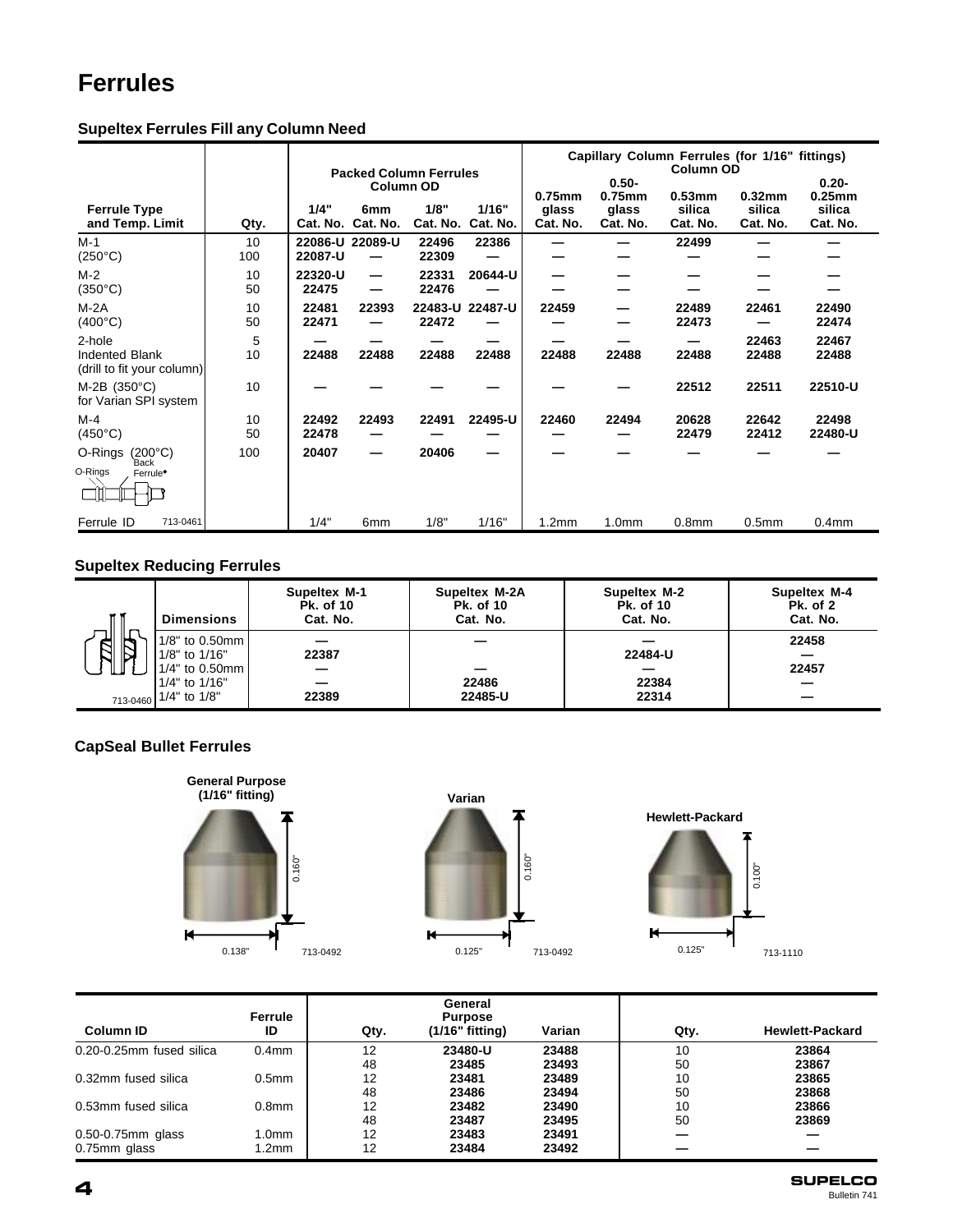# Ferrules

## Supeltex Ferrules Fill any Column Need

| Ferrule Type and Temp. Limit | Qty. | Packed Column Ferrules Column OD 1/4" Cat. No. | 6mm Cat. No. | 1/8" Cat. No. | 1/16" Cat. No. | Capillary Column Ferrules (for 1/16" fittings) Column OD 0.75mm glass Cat. No. | 0.50-0.75mm glass Cat. No. | 0.53mm silica Cat. No. | 0.32mm silica Cat. No. | 0.20-0.25mm silica Cat. No. |
|---|---|---|---|---|---|---|---|---|---|---|
| M-1 (250°C) | 10 | 22086-U | 22089-U | 22496 | 22386 | — | — | 22499 | — | — |
| | 100 | 22087-U | — | 22309 | — | — | — | — | — | — |
| M-2 (350°C) | 10 | 22320-U | — | 22331 | 20644-U | — | — | — | — | — |
| | 50 | 22475 | — | 22476 | — | — | — | — | — | — |
| M-2A (400°C) | 10 | 22481 | 22393 | 22483-U | 22487-U | 22459 | — | 22489 | 22461 | 22490 |
| | 50 | 22471 | — | 22472 | — | — | — | 22473 | — | 22474 |
| 2-hole | 5 | — | — | — | — | — | — | — | 22463 | 22467 |
| Indented Blank (drill to fit your column) | 10 | 22488 | 22488 | 22488 | 22488 | 22488 | 22488 | 22488 | 22488 | 22488 |
| M-2B (350°C) for Varian SPI system | 10 | — | — | — | — | — | — | 22512 | 22511 | 22510-U |
| M-4 (450°C) | 10 | 22492 | 22493 | 22491 | 22495-U | 22460 | 22494 | 20628 | 22642 | 22498 |
| | 50 | 22478 | — | — | — | — | — | 22479 | 22412 | 22480-U |
| O-Rings (200°C) | 100 | 20407 | — | 20406 | — | — | — | — | — | — |
| Ferrule ID | | 1/4" | 6mm | 1/8" | 1/16" | 1.2mm | 1.0mm | 0.8mm | 0.5mm | 0.4mm |

O-Rings, Back Ferrule◆

713-0461

## Supeltex Reducing Ferrules

| Dimensions | Supeltex M-1 Pk. of 10 Cat. No. | Supeltex M-2A Pk. of 10 Cat. No. | Supeltex M-2 Pk. of 10 Cat. No. | Supeltex M-4 Pk. of 2 Cat. No. |
|---|---|---|---|---|
| 1/8" to 0.50mm | — | — | — | 22458 |
| 1/8" to 1/16" | 22387 | | 22484-U | — |
| 1/4" to 0.50mm | — | — | — | 22457 |
| 1/4" to 1/16" | — | 22486 | 22384 | — |
| 1/4" to 1/8" | 22389 | 22485-U | 22314 | — |

713-0460

## CapSeal Bullet Ferrules

General Purpose (1/16" fitting): 0.160" height, 0.138" width (713-0492)

Varian: 0.160" height, 0.125" width (713-0492)

Hewlett-Packard: 0.100" height, 0.125" width (713-1110)

| Column ID | Ferrule ID | Qty. | General Purpose (1/16" fitting) | Varian | Qty. | Hewlett-Packard |
|---|---|---|---|---|---|---|
| 0.20-0.25mm fused silica | 0.4mm | 12 | 23480-U | 23488 | 10 | 23864 |
| | | 48 | 23485 | 23493 | 50 | 23867 |
| 0.32mm fused silica | 0.5mm | 12 | 23481 | 23489 | 10 | 23865 |
| | | 48 | 23486 | 23494 | 50 | 23868 |
| 0.53mm fused silica | 0.8mm | 12 | 23482 | 23490 | 10 | 23866 |
| | | 48 | 23487 | 23495 | 50 | 23869 |
| 0.50-0.75mm glass | 1.0mm | 12 | 23483 | 23491 | — | — |
| 0.75mm glass | 1.2mm | 12 | 23484 | 23492 | — | — |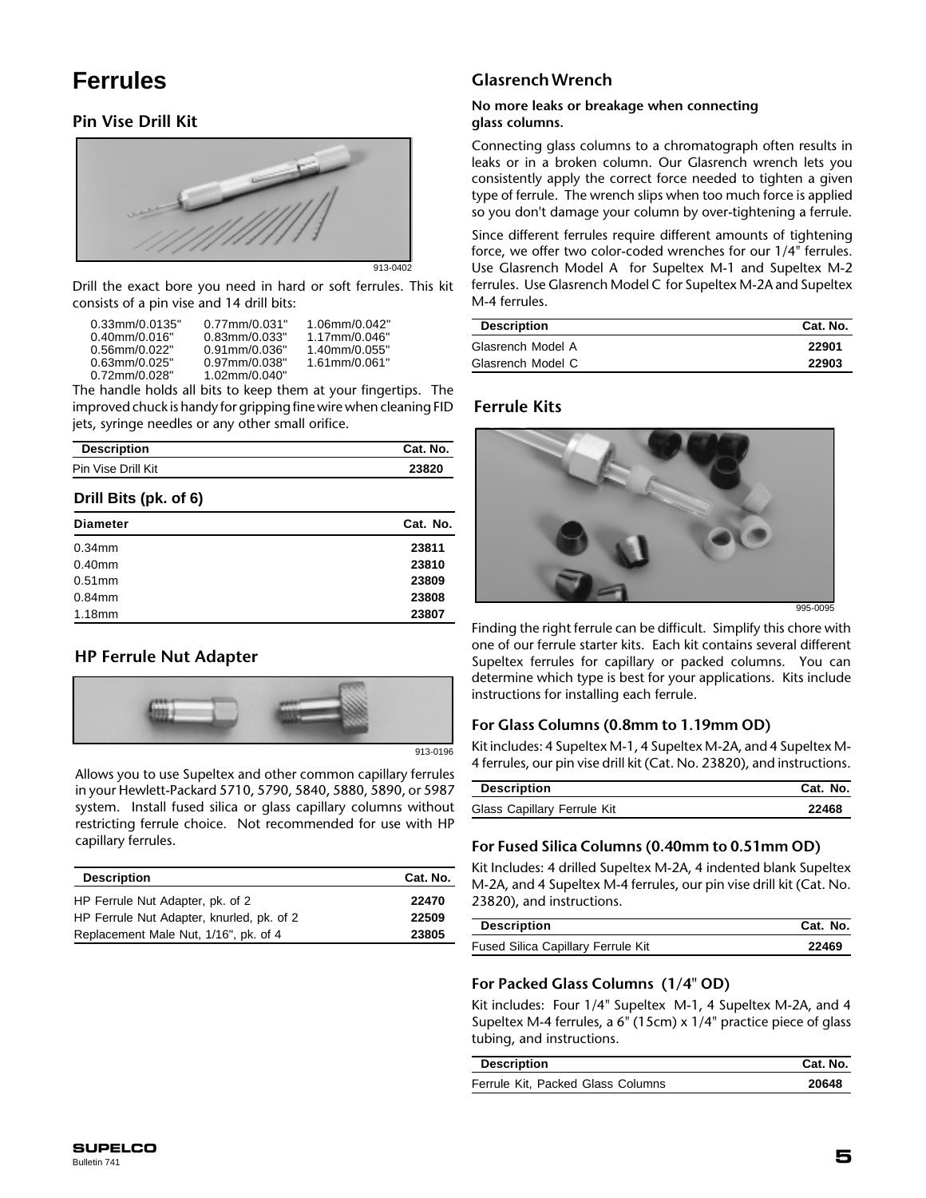# Ferrules

## Pin Vise Drill Kit

913-0402

Drill the exact bore you need in hard or soft ferrules. This kit consists of a pin vise and 14 drill bits:

| | | |
|---|---|---|
| 0.33mm/0.0135" | 0.77mm/0.031" | 1.06mm/0.042" |
| 0.40mm/0.016" | 0.83mm/0.033" | 1.17mm/0.046" |
| 0.56mm/0.022" | 0.91mm/0.036" | 1.40mm/0.055" |
| 0.63mm/0.025" | 0.97mm/0.038" | 1.61mm/0.061" |
| 0.72mm/0.028" | 1.02mm/0.040" | |

The handle holds all bits to keep them at your fingertips. The improved chuck is handy for gripping fine wire when cleaning FID jets, syringe needles or any other small orifice.

| Description | Cat. No. |
|---|---|
| Pin Vise Drill Kit | 23820 |

### Drill Bits (pk. of 6)

| Diameter | Cat. No. |
|---|---|
| 0.34mm | 23811 |
| 0.40mm | 23810 |
| 0.51mm | 23809 |
| 0.84mm | 23808 |
| 1.18mm | 23807 |

## HP Ferrule Nut Adapter

913-0196

Allows you to use Supeltex and other common capillary ferrules in your Hewlett-Packard 5710, 5790, 5840, 5880, 5890, or 5987 system. Install fused silica or glass capillary columns without restricting ferrule choice. Not recommended for use with HP capillary ferrules.

| Description | Cat. No. |
|---|---|
| HP Ferrule Nut Adapter, pk. of 2 | 22470 |
| HP Ferrule Nut Adapter, knurled, pk. of 2 | 22509 |
| Replacement Male Nut, 1/16", pk. of 4 | 23805 |

## Glasrench Wrench

**No more leaks or breakage when connecting glass columns.**

Connecting glass columns to a chromatograph often results in leaks or in a broken column. Our Glasrench wrench lets you consistently apply the correct force needed to tighten a given type of ferrule. The wrench slips when too much force is applied so you don't damage your column by over-tightening a ferrule.

Since different ferrules require different amounts of tightening force, we offer two color-coded wrenches for our 1/4" ferrules. Use Glasrench Model A for Supeltex M-1 and Supeltex M-2 ferrules. Use Glasrench Model C for Supeltex M-2A and Supeltex M-4 ferrules.

| Description | Cat. No. |
|---|---|
| Glasrench Model A | 22901 |
| Glasrench Model C | 22903 |

## Ferrule Kits

995-0095

Finding the right ferrule can be difficult. Simplify this chore with one of our ferrule starter kits. Each kit contains several different Supeltex ferrules for capillary or packed columns. You can determine which type is best for your applications. Kits include instructions for installing each ferrule.

### For Glass Columns (0.8mm to 1.19mm OD)

Kit includes: 4 Supeltex M-1, 4 Supeltex M-2A, and 4 Supeltex M-4 ferrules, our pin vise drill kit (Cat. No. 23820), and instructions.

| Description | Cat. No. |
|---|---|
| Glass Capillary Ferrule Kit | 22468 |

### For Fused Silica Columns (0.40mm to 0.51mm OD)

Kit Includes: 4 drilled Supeltex M-2A, 4 indented blank Supeltex M-2A, and 4 Supeltex M-4 ferrules, our pin vise drill kit (Cat. No. 23820), and instructions.

| Description | Cat. No. |
|---|---|
| Fused Silica Capillary Ferrule Kit | 22469 |

### For Packed Glass Columns (1/4" OD)

Kit includes: Four 1/4" Supeltex M-1, 4 Supeltex M-2A, and 4 Supeltex M-4 ferrules, a 6" (15cm) x 1/4" practice piece of glass tubing, and instructions.

| Description | Cat. No. |
|---|---|
| Ferrule Kit, Packed Glass Columns | 20648 |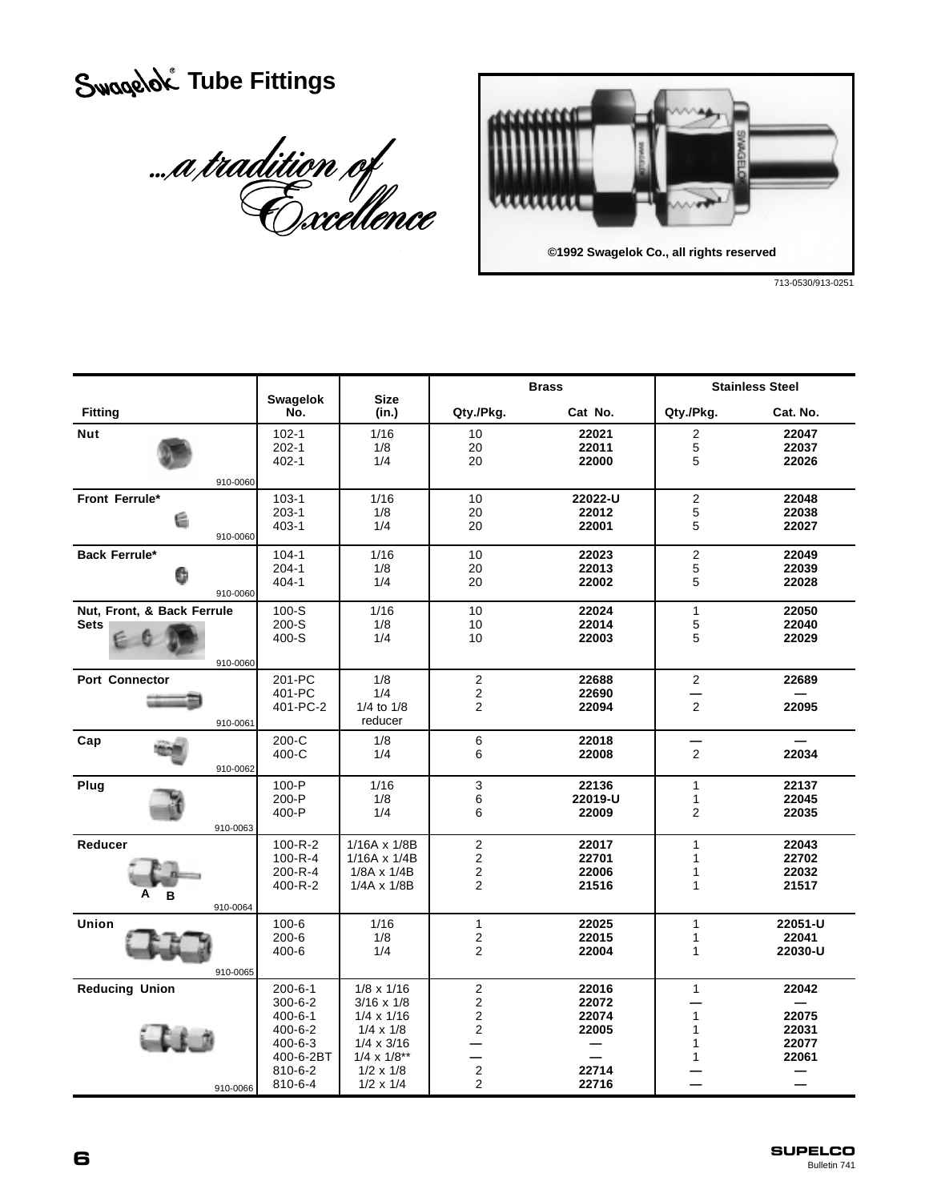# Swagelok® Tube Fittings

*...a tradition of Excellence*

©1992 Swagelok Co., all rights reserved

713-0530/913-0251

| Fitting | Swagelok No. | Size (in.) | Brass Qty./Pkg. | Brass Cat No. | Stainless Steel Qty./Pkg. | Stainless Steel Cat. No. |
|---|---|---|---|---|---|---|
| **Nut** (910-0060) | 102-1 | 1/16 | 10 | **22021** | 2 | **22047** |
| | 202-1 | 1/8 | 20 | **22011** | 5 | **22037** |
| | 402-1 | 1/4 | 20 | **22000** | 5 | **22026** |
| **Front Ferrule*** (910-0060) | 103-1 | 1/16 | 10 | **22022-U** | 2 | **22048** |
| | 203-1 | 1/8 | 20 | **22012** | 5 | **22038** |
| | 403-1 | 1/4 | 20 | **22001** | 5 | **22027** |
| **Back Ferrule*** (910-0060) | 104-1 | 1/16 | 10 | **22023** | 2 | **22049** |
| | 204-1 | 1/8 | 20 | **22013** | 5 | **22039** |
| | 404-1 | 1/4 | 20 | **22002** | 5 | **22028** |
| **Nut, Front, & Back Ferrule Sets** (910-0060) | 100-S | 1/16 | 10 | **22024** | 1 | **22050** |
| | 200-S | 1/8 | 10 | **22014** | 5 | **22040** |
| | 400-S | 1/4 | 10 | **22003** | 5 | **22029** |
| **Port Connector** (910-0061) | 201-PC | 1/8 | 2 | **22688** | 2 | **22689** |
| | 401-PC | 1/4 | 2 | **22690** | — | — |
| | 401-PC-2 | 1/4 to 1/8 reducer | 2 | **22094** | 2 | **22095** |
| **Cap** (910-0062) | 200-C | 1/8 | 6 | **22018** | — | — |
| | 400-C | 1/4 | 6 | **22008** | 2 | **22034** |
| **Plug** (910-0063) | 100-P | 1/16 | 3 | **22136** | 1 | **22137** |
| | 200-P | 1/8 | 6 | **22019-U** | 1 | **22045** |
| | 400-P | 1/4 | 6 | **22009** | 2 | **22035** |
| **Reducer** (A B) (910-0064) | 100-R-2 | 1/16A x 1/8B | 2 | **22017** | 1 | **22043** |
| | 100-R-4 | 1/16A x 1/4B | 2 | **22701** | 1 | **22702** |
| | 200-R-4 | 1/8A x 1/4B | 2 | **22006** | 1 | **22032** |
| | 400-R-2 | 1/4A x 1/8B | 2 | **21516** | 1 | **21517** |
| **Union** (910-0065) | 100-6 | 1/16 | 1 | **22025** | 1 | **22051-U** |
| | 200-6 | 1/8 | 2 | **22015** | 1 | **22041** |
| | 400-6 | 1/4 | 2 | **22004** | 1 | **22030-U** |
| **Reducing Union** (910-0066) | 200-6-1 | 1/8 x 1/16 | 2 | **22016** | 1 | **22042** |
| | 300-6-2 | 3/16 x 1/8 | 2 | **22072** | — | — |
| | 400-6-1 | 1/4 x 1/16 | 2 | **22074** | 1 | **22075** |
| | 400-6-2 | 1/4 x 1/8 | 2 | **22005** | 1 | **22031** |
| | 400-6-3 | 1/4 x 3/16 | — | — | 1 | **22077** |
| | 400-6-2BT | 1/4 x 1/8** | — | — | 1 | **22061** |
| | 810-6-2 | 1/2 x 1/8 | 2 | **22714** | — | — |
| | 810-6-4 | 1/2 x 1/4 | 2 | **22716** | — | — |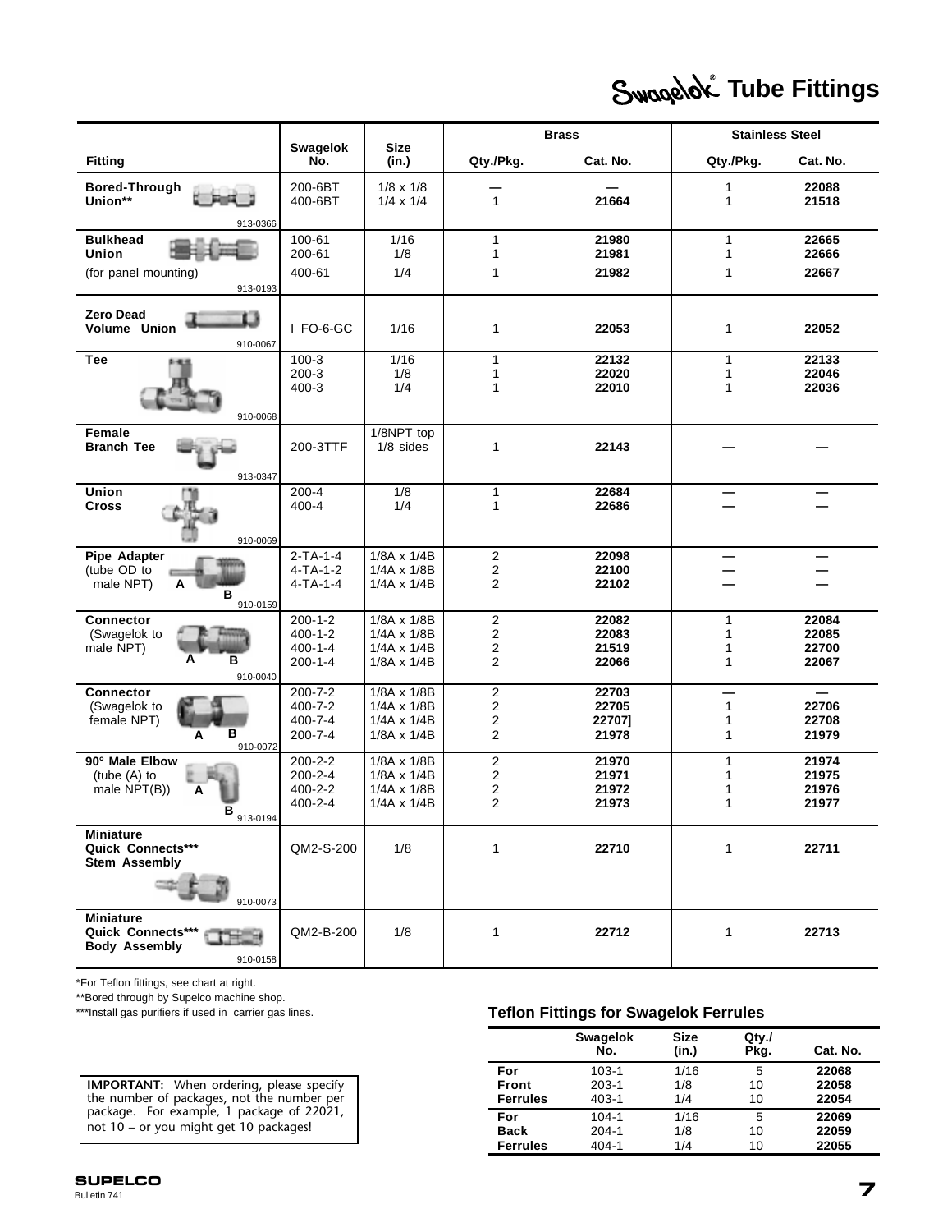# Swagelok® Tube Fittings

| Fitting | Swagelok No. | Size (in.) | Brass | | Stainless Steel | |
|---|---|---|---|---|---|---|
| | | | Qty./Pkg. | Cat. No. | Qty./Pkg. | Cat. No. |
| **Bored-Through Union**** 913-0366 | 200-6BT<br>400-6BT | 1/8 x 1/8<br>1/4 x 1/4 | —<br>1 | —<br>**21664** | 1<br>1 | **22088**<br>**21518** |
| **Bulkhead Union** (for panel mounting) 913-0193 | 100-61<br>200-61<br>400-61 | 1/16<br>1/8<br>1/4 | 1<br>1<br>1 | **21980**<br>**21981**<br>**21982** | 1<br>1<br>1 | **22665**<br>**22666**<br>**22667** |
| **Zero Dead Volume Union** 910-0067 | I FO-6-GC | 1/16 | 1 | **22053** | 1 | **22052** |
| **Tee** 910-0068 | 100-3<br>200-3<br>400-3 | 1/16<br>1/8<br>1/4 | 1<br>1<br>1 | **22132**<br>**22020**<br>**22010** | 1<br>1<br>1 | **22133**<br>**22046**<br>**22036** |
| **Female Branch Tee** 913-0347 | 200-3TTF | 1/8NPT top<br>1/8 sides | 1 | **22143** | — | — |
| **Union Cross** 910-0069 | 200-4<br>400-4 | 1/8<br>1/4 | 1<br>1 | **22684**<br>**22686** | —<br>— | —<br>— |
| **Pipe Adapter** (tube OD to male NPT) A B 910-0159 | 2-TA-1-4<br>4-TA-1-2<br>4-TA-1-4 | 1/8A x 1/4B<br>1/4A x 1/8B<br>1/4A x 1/4B | 2<br>2<br>2 | **22098**<br>**22100**<br>**22102** | —<br>—<br>— | —<br>—<br>— |
| **Connector** (Swagelok to male NPT) A B 910-0040 | 200-1-2<br>400-1-2<br>400-1-4<br>200-1-4 | 1/8A x 1/8B<br>1/4A x 1/8B<br>1/4A x 1/4B<br>1/8A x 1/4B | 2<br>2<br>2<br>2 | **22082**<br>**22083**<br>**21519**<br>**22066** | 1<br>1<br>1<br>1 | **22084**<br>**22085**<br>**22700**<br>**22067** |
| **Connector** (Swagelok to female NPT) A B 910-0072 | 200-7-2<br>400-7-2<br>400-7-4<br>200-7-4 | 1/8A x 1/8B<br>1/4A x 1/8B<br>1/4A x 1/4B<br>1/8A x 1/4B | 2<br>2<br>2<br>2 | **22703**<br>**22705**<br>**22707]**<br>**21978** | —<br>1<br>1<br>1 | —<br>**22706**<br>**22708**<br>**21979** |
| **90° Male Elbow** (tube (A) to male NPT(B)) A B 913-0194 | 200-2-2<br>200-2-4<br>400-2-2<br>400-2-4 | 1/8A x 1/8B<br>1/8A x 1/4B<br>1/4A x 1/8B<br>1/4A x 1/4B | 2<br>2<br>2<br>2 | **21970**<br>**21971**<br>**21972**<br>**21973** | 1<br>1<br>1<br>1 | **21974**<br>**21975**<br>**21976**<br>**21977** |
| **Miniature Quick Connects*** Stem Assembly** 910-0073 | QM2-S-200 | 1/8 | 1 | **22710** | 1 | **22711** |
| **Miniature Quick Connects*** Body Assembly** 910-0158 | QM2-B-200 | 1/8 | 1 | **22712** | 1 | **22713** |

*For Teflon fittings, see chart at right.

**Bored through by Supelco machine shop.

***Install gas purifiers if used in carrier gas lines.

**IMPORTANT:** When ordering, please specify the number of packages, not the number per package. For example, 1 package of 22021, not 10 – or you might get 10 packages!

### Teflon Fittings for Swagelok Ferrules

| | Swagelok No. | Size (in.) | Qty./ Pkg. | Cat. No. |
|---|---|---|---|---|
| **For Front Ferrules** | 103-1<br>203-1<br>403-1 | 1/16<br>1/8<br>1/4 | 5<br>10<br>10 | **22068**<br>**22058**<br>**22054** |
| **For Back Ferrules** | 104-1<br>204-1<br>404-1 | 1/16<br>1/8<br>1/4 | 5<br>10<br>10 | **22069**<br>**22059**<br>**22055** |

SUPELCO
Bulletin 741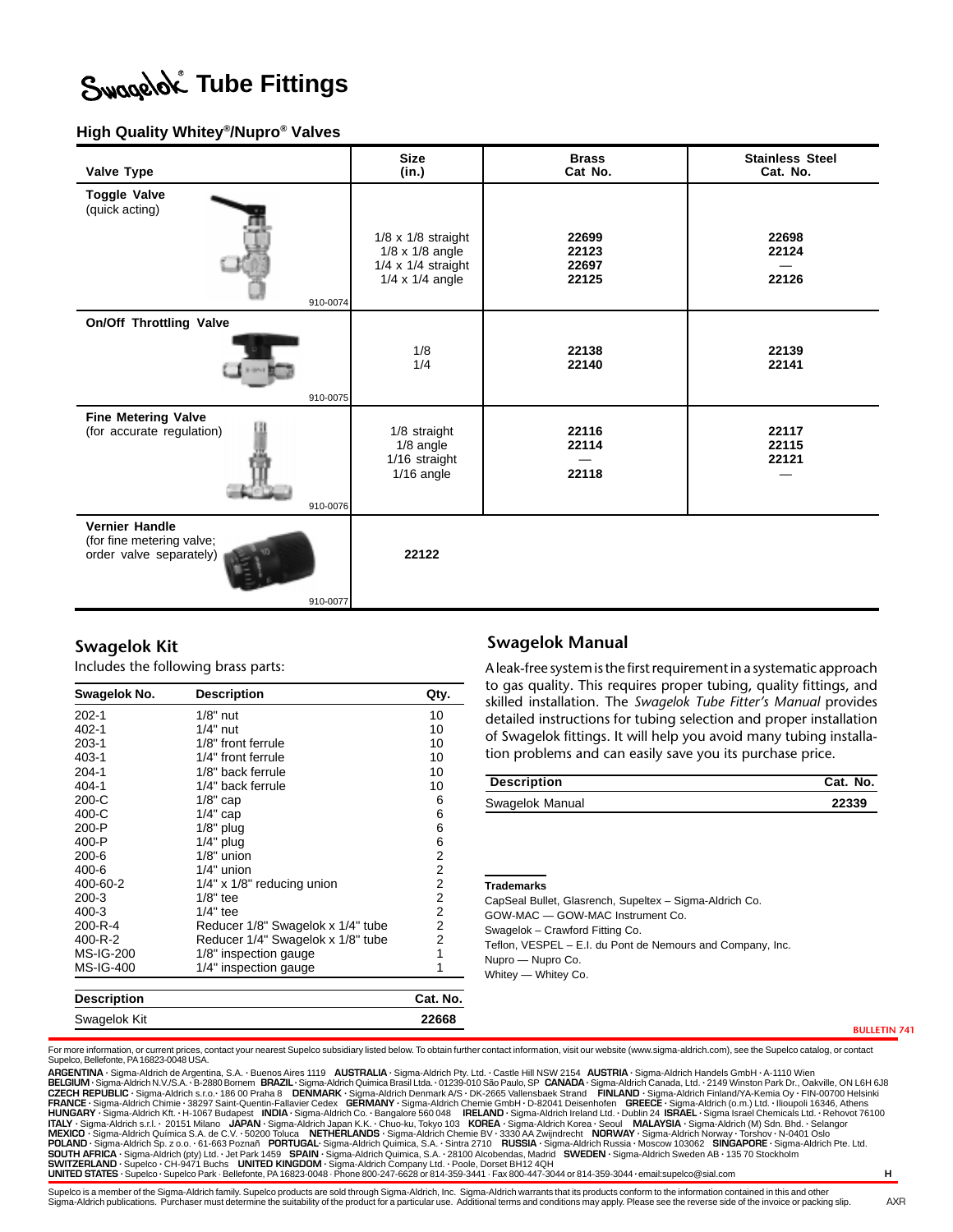# Swagelok® Tube Fittings

### High Quality Whitey®/Nupro® Valves

| Valve Type | Size (in.) | Brass Cat No. | Stainless Steel Cat. No. |
|---|---|---|---|
| **Toggle Valve** (quick acting) 910-0074 | 1/8 x 1/8 straight<br>1/8 x 1/8 angle<br>1/4 x 1/4 straight<br>1/4 x 1/4 angle | **22699**<br>**22123**<br>**22697**<br>**22125** | **22698**<br>**22124**<br>—<br>**22126** |
| **On/Off Throttling Valve** 910-0075 | 1/8<br>1/4 | **22138**<br>**22140** | **22139**<br>**22141** |
| **Fine Metering Valve** (for accurate regulation) 910-0076 | 1/8 straight<br>1/8 angle<br>1/16 straight<br>1/16 angle | **22116**<br>**22114**<br>—<br>**22118** | **22117**<br>**22115**<br>**22121**<br>— |
| **Vernier Handle** (for fine metering valve; order valve separately) 910-0077 | **22122** | | |

## Swagelok Kit

Includes the following brass parts:

| Swagelok No. | Description | Qty. |
|---|---|---|
| 202-1 | 1/8" nut | 10 |
| 402-1 | 1/4" nut | 10 |
| 203-1 | 1/8" front ferrule | 10 |
| 403-1 | 1/4" front ferrule | 10 |
| 204-1 | 1/8" back ferrule | 10 |
| 404-1 | 1/4" back ferrule | 10 |
| 200-C | 1/8" cap | 6 |
| 400-C | 1/4" cap | 6 |
| 200-P | 1/8" plug | 6 |
| 400-P | 1/4" plug | 6 |
| 200-6 | 1/8" union | 2 |
| 400-6 | 1/4" union | 2 |
| 400-60-2 | 1/4" x 1/8" reducing union | 2 |
| 200-3 | 1/8" tee | 2 |
| 400-3 | 1/4" tee | 2 |
| 200-R-4 | Reducer 1/8" Swagelok x 1/4" tube | 2 |
| 400-R-2 | Reducer 1/4" Swagelok x 1/8" tube | 2 |
| MS-IG-200 | 1/8" inspection gauge | 1 |
| MS-IG-400 | 1/4" inspection gauge | 1 |

| Description | Cat. No. |
|---|---|
| Swagelok Kit | **22668** |

## Swagelok Manual

A leak-free system is the first requirement in a systematic approach to gas quality. This requires proper tubing, quality fittings, and skilled installation. The *Swagelok Tube Fitter's Manual* provides detailed instructions for tubing selection and proper installation of Swagelok fittings. It will help you avoid many tubing installation problems and can easily save you its purchase price.

| Description | Cat. No. |
|---|---|
| Swagelok Manual | **22339** |

**Trademarks**

CapSeal Bullet, Glasrench, Supeltex – Sigma-Aldrich Co.
GOW-MAC — GOW-MAC Instrument Co.
Swagelok – Crawford Fitting Co.
Teflon, VESPEL – E.I. du Pont de Nemours and Company, Inc.
Nupro — Nupro Co.
Whitey — Whitey Co.

BULLETIN 741

For more information, or current prices, contact your nearest Supelco subsidiary listed below. To obtain further contact information, visit our website (www.sigma-aldrich.com), see the Supelco catalog, or contact Supelco, Bellefonte, PA 16823-0048 USA.

**ARGENTINA** · Sigma-Aldrich de Argentina, S.A. · Buenos Aires 1119 **AUSTRALIA** · Sigma-Aldrich Pty. Ltd. · Castle Hill NSW 2154 **AUSTRIA** · Sigma-Aldrich Handels GmbH · A-1110 Wien
**BELGIUM** · Sigma-Aldrich N.V./S.A. · B-2880 Bornem **BRAZIL** · Sigma-Aldrich Quimica Brasil Ltda. · 01239-010 São Paulo, SP **CANADA** · Sigma-Aldrich Canada, Ltd. · 2149 Winston Park Dr., Oakville, ON L6H 6J8
**CZECH REPUBLIC** · Sigma-Aldrich s.r.o. · 186 00 Praha 8 **DENMARK** · Sigma-Aldrich Denmark A/S · DK-2665 Vallensbaek Strand **FINLAND** · Sigma-Aldrich Finland/YA-Kemia Oy · FIN-00700 Helsinki
**FRANCE** · Sigma-Aldrich Chimie · 38297 Saint-Quentin-Fallavier Cedex **GERMANY** · Sigma-Aldrich Chemie GmbH · D-82041 Deisenhofen **GREECE** · Sigma-Aldrich (o.m.) Ltd. · Ilioupoli 16346, Athens
**HUNGARY** · Sigma-Aldrich Kft. · H-1067 Budapest **INDIA** · Sigma-Aldrich Co. · Bangalore 560 048 **IRELAND** · Sigma-Aldrich Ireland Ltd. · Dublin 24 **ISRAEL** · Sigma Israel Chemicals Ltd. · Rehovot 76100
**ITALY** · Sigma-Aldrich s.r.l. · 20151 Milano **JAPAN** · Sigma-Aldrich Japan K.K. · Chuo-ku, Tokyo 103 **KOREA** · Sigma-Aldrich Korea · Seoul **MALAYSIA** · Sigma-Aldrich (M) Sdn. Bhd. · Selangor
**MEXICO** · Sigma-Aldrich Química S.A. de C.V. · 50200 Toluca **NETHERLANDS** · Sigma-Aldrich Chemie BV · 3330 AA Zwijndrecht **NORWAY** · Sigma-Aldrich Norway · Torshov · N-0401 Oslo
**POLAND** · Sigma-Aldrich Sp. z o.o. · 61-663 Poznañ **PORTUGAL** · Sigma-Aldrich Quimica, S.A. · Sintra 2710 **RUSSIA** · Sigma-Aldrich Russia · Moscow 103062 **SINGAPORE** · Sigma-Aldrich Pte. Ltd.
**SOUTH AFRICA** · Sigma-Aldrich (pty) Ltd. · Jet Park 1459 **SPAIN** · Sigma-Aldrich Quimica, S.A. · 28100 Alcobendas, Madrid **SWEDEN** · Sigma-Aldrich Sweden AB · 135 70 Stockholm
**SWITZERLAND** · Supelco · CH-9471 Buchs **UNITED KINGDOM** · Sigma-Aldrich Company Ltd. · Poole, Dorset BH12 4QH
**UNITED STATES** · Supelco · Supelco Park · Bellefonte, PA 16823-0048 · Phone 800-247-6628 or 814-359-3441 · Fax 800-447-3044 or 814-359-3044 · email:supelco@sial.com

H

Supelco is a member of the Sigma-Aldrich family. Supelco products are sold through Sigma-Aldrich, Inc. Sigma-Aldrich warrants that its products conform to the information contained in this and other Sigma-Aldrich publications. Purchaser must determine the suitability of the product for a particular use. Additional terms and conditions may apply. Please see the reverse side of the invoice or packing slip.

AXR